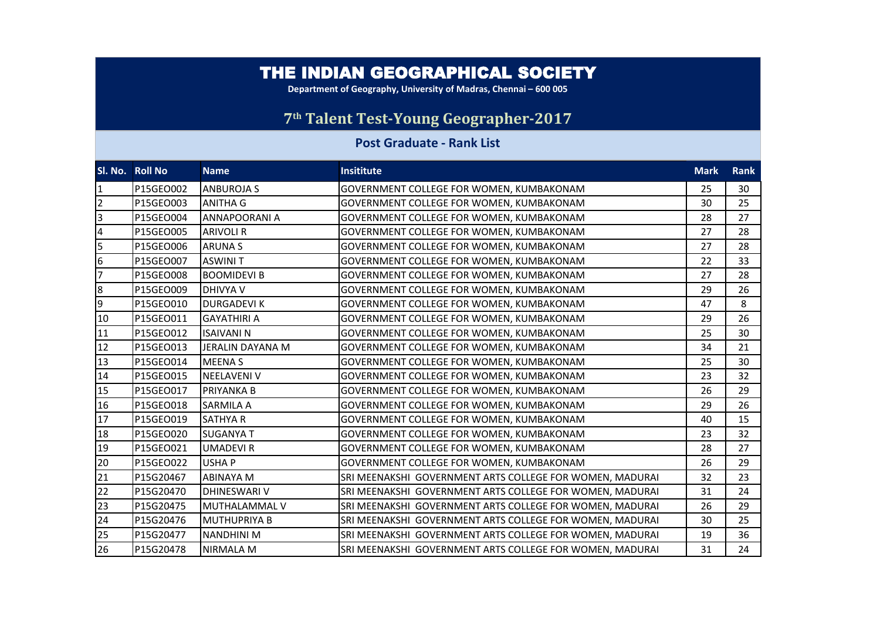# THE INDIAN GEOGRAPHICAL SOCIETY

**Department of Geography, University of Madras, Chennai – 600 005**

## 7th Talent Test-Young Geographer-2017

### Post Graduate - Rank List

| Sl. No. | Roll No | Name | Insititute | Mark | Rank |
|---|---|---|---|---|---|
| 1 | P15GEO002 | ANBUROJA S | GOVERNMENT COLLEGE FOR WOMEN, KUMBAKONAM | 25 | 30 |
| 2 | P15GEO003 | ANITHA G | GOVERNMENT COLLEGE FOR WOMEN, KUMBAKONAM | 30 | 25 |
| 3 | P15GEO004 | ANNAPOORANI A | GOVERNMENT COLLEGE FOR WOMEN, KUMBAKONAM | 28 | 27 |
| 4 | P15GEO005 | ARIVOLI R | GOVERNMENT COLLEGE FOR WOMEN, KUMBAKONAM | 27 | 28 |
| 5 | P15GEO006 | ARUNA S | GOVERNMENT COLLEGE FOR WOMEN, KUMBAKONAM | 27 | 28 |
| 6 | P15GEO007 | ASWINI T | GOVERNMENT COLLEGE FOR WOMEN, KUMBAKONAM | 22 | 33 |
| 7 | P15GEO008 | BOOMIDEVI B | GOVERNMENT COLLEGE FOR WOMEN, KUMBAKONAM | 27 | 28 |
| 8 | P15GEO009 | DHIVYA V | GOVERNMENT COLLEGE FOR WOMEN, KUMBAKONAM | 29 | 26 |
| 9 | P15GEO010 | DURGADEVI K | GOVERNMENT COLLEGE FOR WOMEN, KUMBAKONAM | 47 | 8 |
| 10 | P15GEO011 | GAYATHIRI A | GOVERNMENT COLLEGE FOR WOMEN, KUMBAKONAM | 29 | 26 |
| 11 | P15GEO012 | ISAIVANI N | GOVERNMENT COLLEGE FOR WOMEN, KUMBAKONAM | 25 | 30 |
| 12 | P15GEO013 | JERALIN DAYANA M | GOVERNMENT COLLEGE FOR WOMEN, KUMBAKONAM | 34 | 21 |
| 13 | P15GEO014 | MEENA S | GOVERNMENT COLLEGE FOR WOMEN, KUMBAKONAM | 25 | 30 |
| 14 | P15GEO015 | NEELAVENI V | GOVERNMENT COLLEGE FOR WOMEN, KUMBAKONAM | 23 | 32 |
| 15 | P15GEO017 | PRIYANKA B | GOVERNMENT COLLEGE FOR WOMEN, KUMBAKONAM | 26 | 29 |
| 16 | P15GEO018 | SARMILA A | GOVERNMENT COLLEGE FOR WOMEN, KUMBAKONAM | 29 | 26 |
| 17 | P15GEO019 | SATHYA R | GOVERNMENT COLLEGE FOR WOMEN, KUMBAKONAM | 40 | 15 |
| 18 | P15GEO020 | SUGANYA T | GOVERNMENT COLLEGE FOR WOMEN, KUMBAKONAM | 23 | 32 |
| 19 | P15GEO021 | UMADEVI R | GOVERNMENT COLLEGE FOR WOMEN, KUMBAKONAM | 28 | 27 |
| 20 | P15GEO022 | USHA P | GOVERNMENT COLLEGE FOR WOMEN, KUMBAKONAM | 26 | 29 |
| 21 | P15G20467 | ABINAYA M | SRI MEENAKSHI GOVERNMENT ARTS COLLEGE FOR WOMEN, MADURAI | 32 | 23 |
| 22 | P15G20470 | DHINESWARI V | SRI MEENAKSHI GOVERNMENT ARTS COLLEGE FOR WOMEN, MADURAI | 31 | 24 |
| 23 | P15G20475 | MUTHALAMMAL V | SRI MEENAKSHI GOVERNMENT ARTS COLLEGE FOR WOMEN, MADURAI | 26 | 29 |
| 24 | P15G20476 | MUTHUPRIYA B | SRI MEENAKSHI GOVERNMENT ARTS COLLEGE FOR WOMEN, MADURAI | 30 | 25 |
| 25 | P15G20477 | NANDHINI M | SRI MEENAKSHI GOVERNMENT ARTS COLLEGE FOR WOMEN, MADURAI | 19 | 36 |
| 26 | P15G20478 | NIRMALA M | SRI MEENAKSHI GOVERNMENT ARTS COLLEGE FOR WOMEN, MADURAI | 31 | 24 |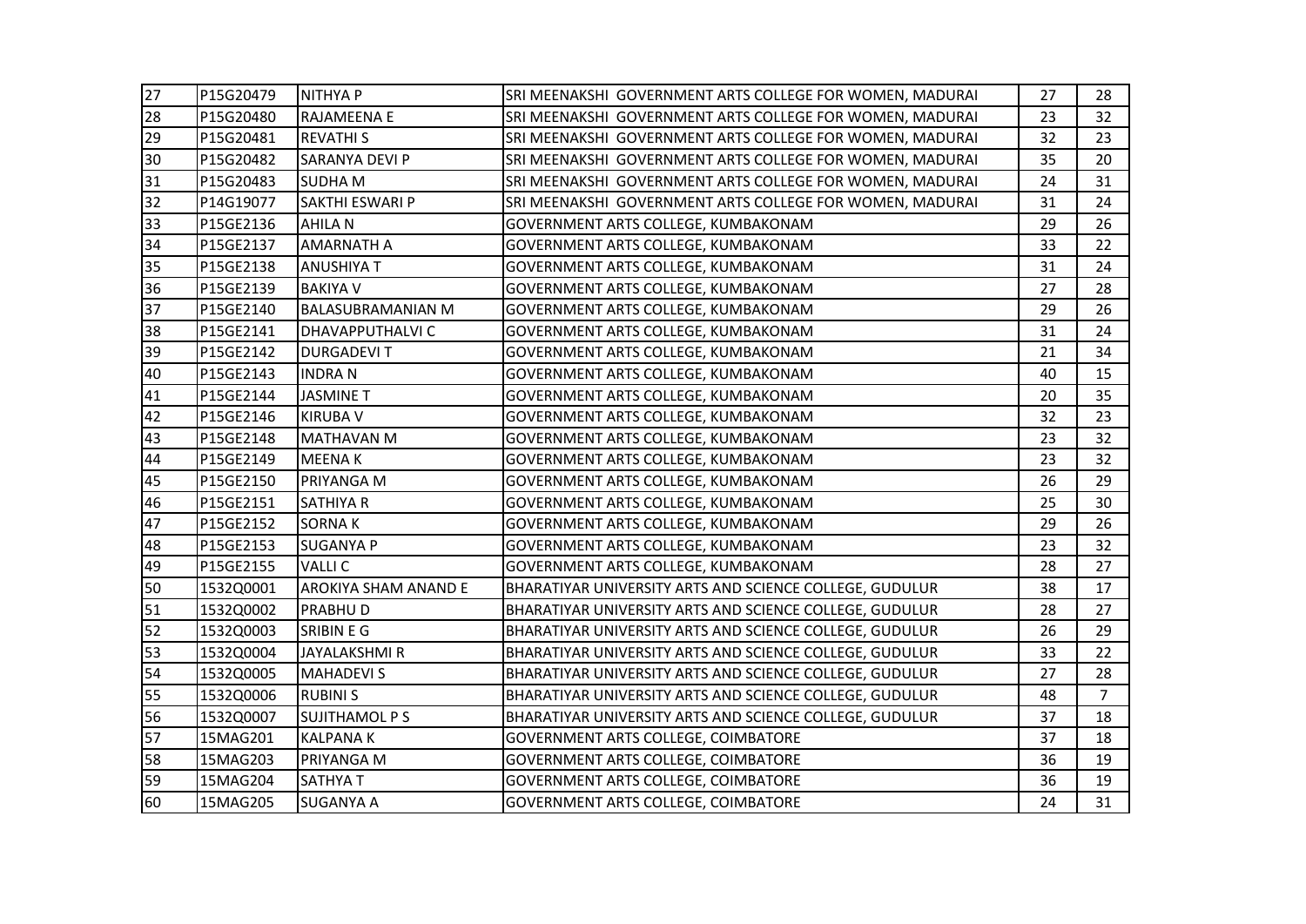| | | | | | |
|---|---|---|---|---|---|
| 27 | P15G20479 | NITHYA P | SRI MEENAKSHI GOVERNMENT ARTS COLLEGE FOR WOMEN, MADURAI | 27 | 28 |
| 28 | P15G20480 | RAJAMEENA E | SRI MEENAKSHI GOVERNMENT ARTS COLLEGE FOR WOMEN, MADURAI | 23 | 32 |
| 29 | P15G20481 | REVATHI S | SRI MEENAKSHI GOVERNMENT ARTS COLLEGE FOR WOMEN, MADURAI | 32 | 23 |
| 30 | P15G20482 | SARANYA DEVI P | SRI MEENAKSHI GOVERNMENT ARTS COLLEGE FOR WOMEN, MADURAI | 35 | 20 |
| 31 | P15G20483 | SUDHA M | SRI MEENAKSHI GOVERNMENT ARTS COLLEGE FOR WOMEN, MADURAI | 24 | 31 |
| 32 | P14G19077 | SAKTHI ESWARI P | SRI MEENAKSHI GOVERNMENT ARTS COLLEGE FOR WOMEN, MADURAI | 31 | 24 |
| 33 | P15GE2136 | AHILA N | GOVERNMENT ARTS COLLEGE, KUMBAKONAM | 29 | 26 |
| 34 | P15GE2137 | AMARNATH A | GOVERNMENT ARTS COLLEGE, KUMBAKONAM | 33 | 22 |
| 35 | P15GE2138 | ANUSHIYA T | GOVERNMENT ARTS COLLEGE, KUMBAKONAM | 31 | 24 |
| 36 | P15GE2139 | BAKIYA V | GOVERNMENT ARTS COLLEGE, KUMBAKONAM | 27 | 28 |
| 37 | P15GE2140 | BALASUBRAMANIAN M | GOVERNMENT ARTS COLLEGE, KUMBAKONAM | 29 | 26 |
| 38 | P15GE2141 | DHAVAPPUTHALVI C | GOVERNMENT ARTS COLLEGE, KUMBAKONAM | 31 | 24 |
| 39 | P15GE2142 | DURGADEVI T | GOVERNMENT ARTS COLLEGE, KUMBAKONAM | 21 | 34 |
| 40 | P15GE2143 | INDRA N | GOVERNMENT ARTS COLLEGE, KUMBAKONAM | 40 | 15 |
| 41 | P15GE2144 | JASMINE T | GOVERNMENT ARTS COLLEGE, KUMBAKONAM | 20 | 35 |
| 42 | P15GE2146 | KIRUBA V | GOVERNMENT ARTS COLLEGE, KUMBAKONAM | 32 | 23 |
| 43 | P15GE2148 | MATHAVAN M | GOVERNMENT ARTS COLLEGE, KUMBAKONAM | 23 | 32 |
| 44 | P15GE2149 | MEENA K | GOVERNMENT ARTS COLLEGE, KUMBAKONAM | 23 | 32 |
| 45 | P15GE2150 | PRIYANGA M | GOVERNMENT ARTS COLLEGE, KUMBAKONAM | 26 | 29 |
| 46 | P15GE2151 | SATHIYA R | GOVERNMENT ARTS COLLEGE, KUMBAKONAM | 25 | 30 |
| 47 | P15GE2152 | SORNA K | GOVERNMENT ARTS COLLEGE, KUMBAKONAM | 29 | 26 |
| 48 | P15GE2153 | SUGANYA P | GOVERNMENT ARTS COLLEGE, KUMBAKONAM | 23 | 32 |
| 49 | P15GE2155 | VALLI C | GOVERNMENT ARTS COLLEGE, KUMBAKONAM | 28 | 27 |
| 50 | 1532Q0001 | AROKIYA SHAM ANAND E | BHARATIYAR UNIVERSITY ARTS AND SCIENCE COLLEGE, GUDULUR | 38 | 17 |
| 51 | 1532Q0002 | PRABHU D | BHARATIYAR UNIVERSITY ARTS AND SCIENCE COLLEGE, GUDULUR | 28 | 27 |
| 52 | 1532Q0003 | SRIBIN E G | BHARATIYAR UNIVERSITY ARTS AND SCIENCE COLLEGE, GUDULUR | 26 | 29 |
| 53 | 1532Q0004 | JAYALAKSHMI R | BHARATIYAR UNIVERSITY ARTS AND SCIENCE COLLEGE, GUDULUR | 33 | 22 |
| 54 | 1532Q0005 | MAHADEVI S | BHARATIYAR UNIVERSITY ARTS AND SCIENCE COLLEGE, GUDULUR | 27 | 28 |
| 55 | 1532Q0006 | RUBINI S | BHARATIYAR UNIVERSITY ARTS AND SCIENCE COLLEGE, GUDULUR | 48 | 7 |
| 56 | 1532Q0007 | SUJITHAMOL P S | BHARATIYAR UNIVERSITY ARTS AND SCIENCE COLLEGE, GUDULUR | 37 | 18 |
| 57 | 15MAG201 | KALPANA K | GOVERNMENT ARTS COLLEGE, COIMBATORE | 37 | 18 |
| 58 | 15MAG203 | PRIYANGA M | GOVERNMENT ARTS COLLEGE, COIMBATORE | 36 | 19 |
| 59 | 15MAG204 | SATHYA T | GOVERNMENT ARTS COLLEGE, COIMBATORE | 36 | 19 |
| 60 | 15MAG205 | SUGANYA A | GOVERNMENT ARTS COLLEGE, COIMBATORE | 24 | 31 |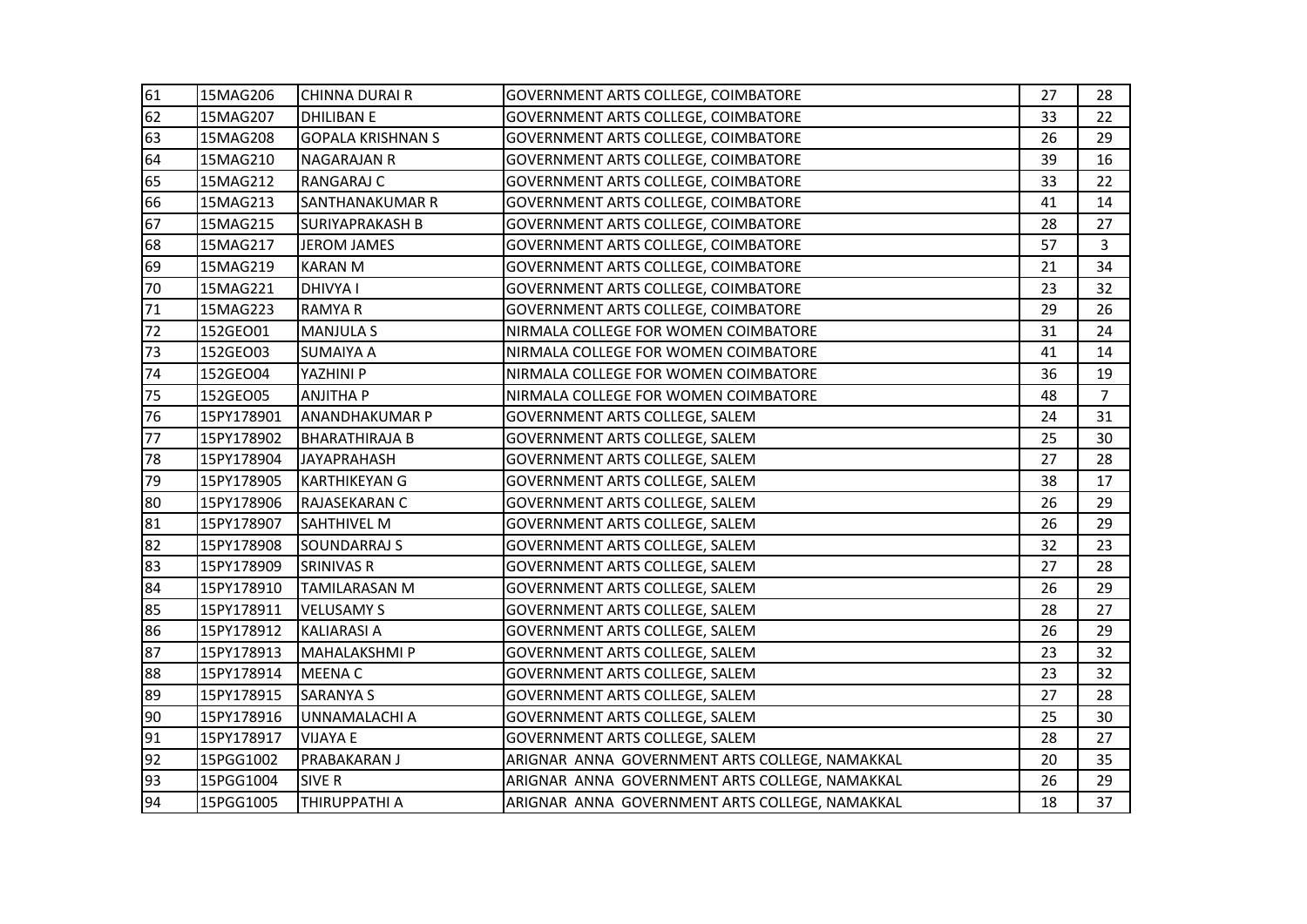| | | | | | |
|---|---|---|---|---|---|
| 61 | 15MAG206 | CHINNA DURAI R | GOVERNMENT ARTS COLLEGE, COIMBATORE | 27 | 28 |
| 62 | 15MAG207 | DHILIBAN E | GOVERNMENT ARTS COLLEGE, COIMBATORE | 33 | 22 |
| 63 | 15MAG208 | GOPALA KRISHNAN S | GOVERNMENT ARTS COLLEGE, COIMBATORE | 26 | 29 |
| 64 | 15MAG210 | NAGARAJAN R | GOVERNMENT ARTS COLLEGE, COIMBATORE | 39 | 16 |
| 65 | 15MAG212 | RANGARAJ C | GOVERNMENT ARTS COLLEGE, COIMBATORE | 33 | 22 |
| 66 | 15MAG213 | SANTHANAKUMAR R | GOVERNMENT ARTS COLLEGE, COIMBATORE | 41 | 14 |
| 67 | 15MAG215 | SURIYAPRAKASH B | GOVERNMENT ARTS COLLEGE, COIMBATORE | 28 | 27 |
| 68 | 15MAG217 | JEROM JAMES | GOVERNMENT ARTS COLLEGE, COIMBATORE | 57 | 3 |
| 69 | 15MAG219 | KARAN M | GOVERNMENT ARTS COLLEGE, COIMBATORE | 21 | 34 |
| 70 | 15MAG221 | DHIVYA I | GOVERNMENT ARTS COLLEGE, COIMBATORE | 23 | 32 |
| 71 | 15MAG223 | RAMYA R | GOVERNMENT ARTS COLLEGE, COIMBATORE | 29 | 26 |
| 72 | 152GEO01 | MANJULA S | NIRMALA COLLEGE FOR WOMEN COIMBATORE | 31 | 24 |
| 73 | 152GEO03 | SUMAIYA A | NIRMALA COLLEGE FOR WOMEN COIMBATORE | 41 | 14 |
| 74 | 152GEO04 | YAZHINI P | NIRMALA COLLEGE FOR WOMEN COIMBATORE | 36 | 19 |
| 75 | 152GEO05 | ANJITHA P | NIRMALA COLLEGE FOR WOMEN COIMBATORE | 48 | 7 |
| 76 | 15PY178901 | ANANDHAKUMAR P | GOVERNMENT ARTS COLLEGE, SALEM | 24 | 31 |
| 77 | 15PY178902 | BHARATHIRAJA B | GOVERNMENT ARTS COLLEGE, SALEM | 25 | 30 |
| 78 | 15PY178904 | JAYAPRAHASH | GOVERNMENT ARTS COLLEGE, SALEM | 27 | 28 |
| 79 | 15PY178905 | KARTHIKEYAN G | GOVERNMENT ARTS COLLEGE, SALEM | 38 | 17 |
| 80 | 15PY178906 | RAJASEKARAN C | GOVERNMENT ARTS COLLEGE, SALEM | 26 | 29 |
| 81 | 15PY178907 | SAHTHIVEL M | GOVERNMENT ARTS COLLEGE, SALEM | 26 | 29 |
| 82 | 15PY178908 | SOUNDARRAJ S | GOVERNMENT ARTS COLLEGE, SALEM | 32 | 23 |
| 83 | 15PY178909 | SRINIVAS R | GOVERNMENT ARTS COLLEGE, SALEM | 27 | 28 |
| 84 | 15PY178910 | TAMILARASAN M | GOVERNMENT ARTS COLLEGE, SALEM | 26 | 29 |
| 85 | 15PY178911 | VELUSAMY S | GOVERNMENT ARTS COLLEGE, SALEM | 28 | 27 |
| 86 | 15PY178912 | KALIARASI A | GOVERNMENT ARTS COLLEGE, SALEM | 26 | 29 |
| 87 | 15PY178913 | MAHALAKSHMI P | GOVERNMENT ARTS COLLEGE, SALEM | 23 | 32 |
| 88 | 15PY178914 | MEENA C | GOVERNMENT ARTS COLLEGE, SALEM | 23 | 32 |
| 89 | 15PY178915 | SARANYA S | GOVERNMENT ARTS COLLEGE, SALEM | 27 | 28 |
| 90 | 15PY178916 | UNNAMALACHI A | GOVERNMENT ARTS COLLEGE, SALEM | 25 | 30 |
| 91 | 15PY178917 | VIJAYA E | GOVERNMENT ARTS COLLEGE, SALEM | 28 | 27 |
| 92 | 15PGG1002 | PRABAKARAN J | ARIGNAR ANNA GOVERNMENT ARTS COLLEGE, NAMAKKAL | 20 | 35 |
| 93 | 15PGG1004 | SIVE R | ARIGNAR ANNA GOVERNMENT ARTS COLLEGE, NAMAKKAL | 26 | 29 |
| 94 | 15PGG1005 | THIRUPPATHI A | ARIGNAR ANNA GOVERNMENT ARTS COLLEGE, NAMAKKAL | 18 | 37 |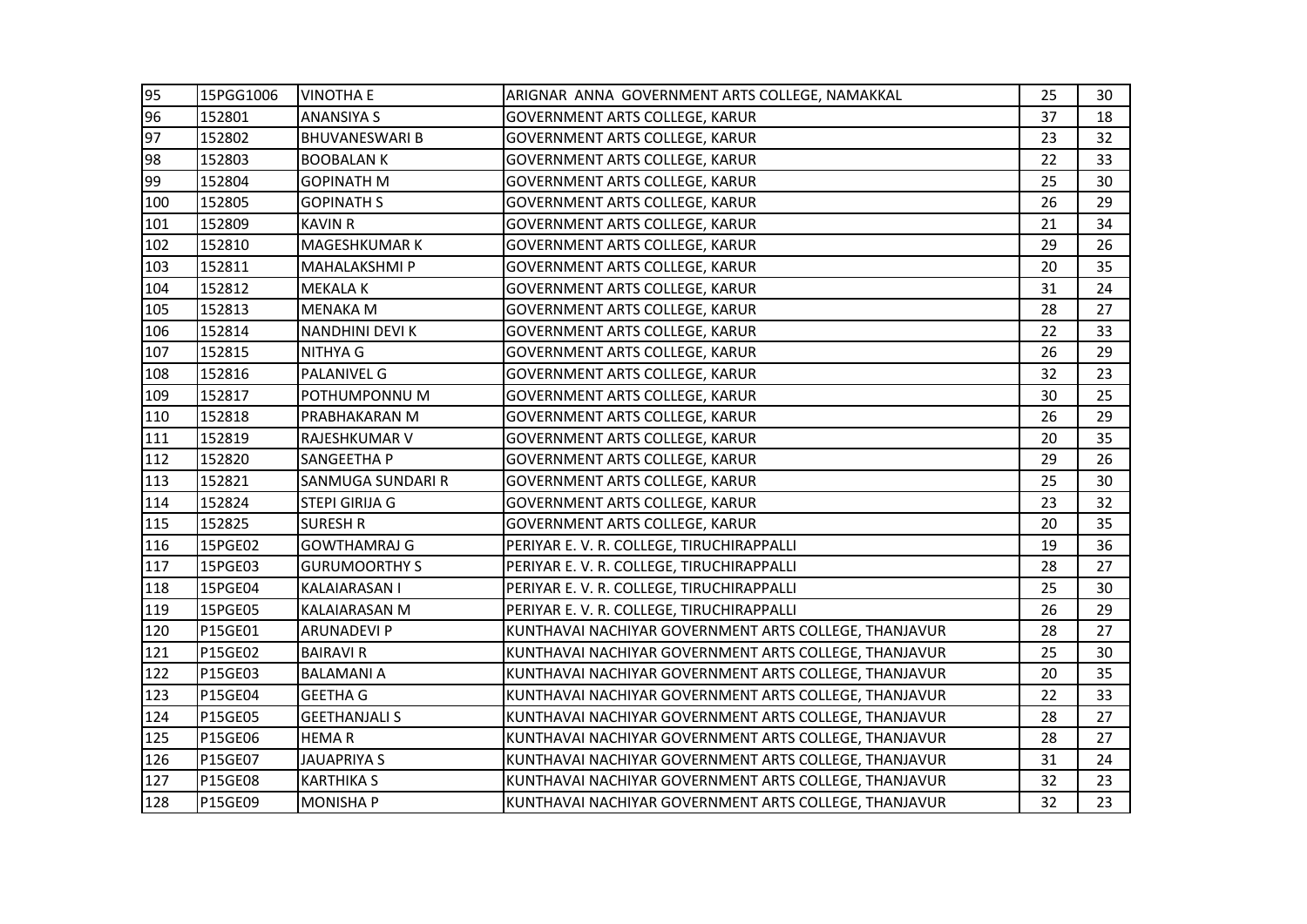| | | | | | |
|---|---|---|---|---|---|
| 95 | 15PGG1006 | VINOTHA E | ARIGNAR ANNA GOVERNMENT ARTS COLLEGE, NAMAKKAL | 25 | 30 |
| 96 | 152801 | ANANSIYA S | GOVERNMENT ARTS COLLEGE, KARUR | 37 | 18 |
| 97 | 152802 | BHUVANESWARI B | GOVERNMENT ARTS COLLEGE, KARUR | 23 | 32 |
| 98 | 152803 | BOOBALAN K | GOVERNMENT ARTS COLLEGE, KARUR | 22 | 33 |
| 99 | 152804 | GOPINATH M | GOVERNMENT ARTS COLLEGE, KARUR | 25 | 30 |
| 100 | 152805 | GOPINATH S | GOVERNMENT ARTS COLLEGE, KARUR | 26 | 29 |
| 101 | 152809 | KAVIN R | GOVERNMENT ARTS COLLEGE, KARUR | 21 | 34 |
| 102 | 152810 | MAGESHKUMAR K | GOVERNMENT ARTS COLLEGE, KARUR | 29 | 26 |
| 103 | 152811 | MAHALAKSHMI P | GOVERNMENT ARTS COLLEGE, KARUR | 20 | 35 |
| 104 | 152812 | MEKALA K | GOVERNMENT ARTS COLLEGE, KARUR | 31 | 24 |
| 105 | 152813 | MENAKA M | GOVERNMENT ARTS COLLEGE, KARUR | 28 | 27 |
| 106 | 152814 | NANDHINI DEVI K | GOVERNMENT ARTS COLLEGE, KARUR | 22 | 33 |
| 107 | 152815 | NITHYA G | GOVERNMENT ARTS COLLEGE, KARUR | 26 | 29 |
| 108 | 152816 | PALANIVEL G | GOVERNMENT ARTS COLLEGE, KARUR | 32 | 23 |
| 109 | 152817 | POTHUMPONNU M | GOVERNMENT ARTS COLLEGE, KARUR | 30 | 25 |
| 110 | 152818 | PRABHAKARAN M | GOVERNMENT ARTS COLLEGE, KARUR | 26 | 29 |
| 111 | 152819 | RAJESHKUMAR V | GOVERNMENT ARTS COLLEGE, KARUR | 20 | 35 |
| 112 | 152820 | SANGEETHA P | GOVERNMENT ARTS COLLEGE, KARUR | 29 | 26 |
| 113 | 152821 | SANMUGA SUNDARI R | GOVERNMENT ARTS COLLEGE, KARUR | 25 | 30 |
| 114 | 152824 | STEPI GIRIJA G | GOVERNMENT ARTS COLLEGE, KARUR | 23 | 32 |
| 115 | 152825 | SURESH R | GOVERNMENT ARTS COLLEGE, KARUR | 20 | 35 |
| 116 | 15PGE02 | GOWTHAMRAJ G | PERIYAR E. V. R. COLLEGE, TIRUCHIRAPPALLI | 19 | 36 |
| 117 | 15PGE03 | GURUMOORTHY S | PERIYAR E. V. R. COLLEGE, TIRUCHIRAPPALLI | 28 | 27 |
| 118 | 15PGE04 | KALAIARASAN I | PERIYAR E. V. R. COLLEGE, TIRUCHIRAPPALLI | 25 | 30 |
| 119 | 15PGE05 | KALAIARASAN M | PERIYAR E. V. R. COLLEGE, TIRUCHIRAPPALLI | 26 | 29 |
| 120 | P15GE01 | ARUNADEVI P | KUNTHAVAI NACHIYAR GOVERNMENT ARTS COLLEGE, THANJAVUR | 28 | 27 |
| 121 | P15GE02 | BAIRAVI R | KUNTHAVAI NACHIYAR GOVERNMENT ARTS COLLEGE, THANJAVUR | 25 | 30 |
| 122 | P15GE03 | BALAMANI A | KUNTHAVAI NACHIYAR GOVERNMENT ARTS COLLEGE, THANJAVUR | 20 | 35 |
| 123 | P15GE04 | GEETHA G | KUNTHAVAI NACHIYAR GOVERNMENT ARTS COLLEGE, THANJAVUR | 22 | 33 |
| 124 | P15GE05 | GEETHANJALI S | KUNTHAVAI NACHIYAR GOVERNMENT ARTS COLLEGE, THANJAVUR | 28 | 27 |
| 125 | P15GE06 | HEMA R | KUNTHAVAI NACHIYAR GOVERNMENT ARTS COLLEGE, THANJAVUR | 28 | 27 |
| 126 | P15GE07 | JAUAPRIYA S | KUNTHAVAI NACHIYAR GOVERNMENT ARTS COLLEGE, THANJAVUR | 31 | 24 |
| 127 | P15GE08 | KARTHIKA S | KUNTHAVAI NACHIYAR GOVERNMENT ARTS COLLEGE, THANJAVUR | 32 | 23 |
| 128 | P15GE09 | MONISHA P | KUNTHAVAI NACHIYAR GOVERNMENT ARTS COLLEGE, THANJAVUR | 32 | 23 |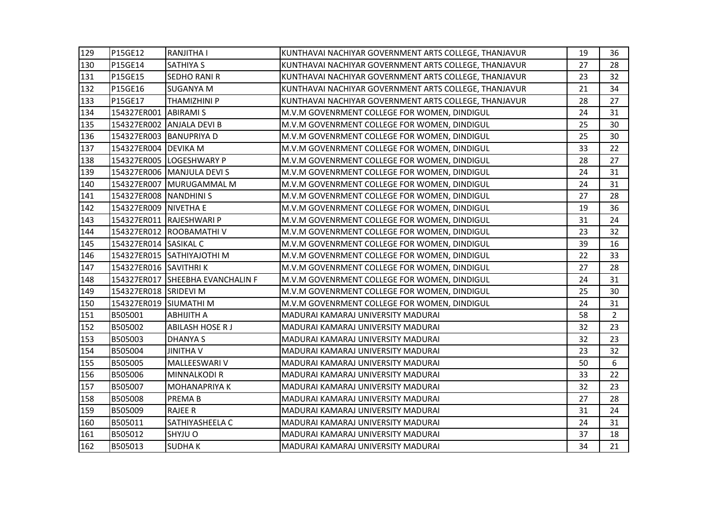| | | | | | |
|---|---|---|---|---|---|
| 129 | P15GE12 | RANJITHA I | KUNTHAVAI NACHIYAR GOVERNMENT ARTS COLLEGE, THANJAVUR | 19 | 36 |
| 130 | P15GE14 | SATHIYA S | KUNTHAVAI NACHIYAR GOVERNMENT ARTS COLLEGE, THANJAVUR | 27 | 28 |
| 131 | P15GE15 | SEDHO RANI R | KUNTHAVAI NACHIYAR GOVERNMENT ARTS COLLEGE, THANJAVUR | 23 | 32 |
| 132 | P15GE16 | SUGANYA M | KUNTHAVAI NACHIYAR GOVERNMENT ARTS COLLEGE, THANJAVUR | 21 | 34 |
| 133 | P15GE17 | THAMIZHINI P | KUNTHAVAI NACHIYAR GOVERNMENT ARTS COLLEGE, THANJAVUR | 28 | 27 |
| 134 | 154327ER001 | ABIRAMI S | M.V.M GOVENRMENT COLLEGE FOR WOMEN, DINDIGUL | 24 | 31 |
| 135 | 154327ER002 | ANJALA DEVI B | M.V.M GOVENRMENT COLLEGE FOR WOMEN, DINDIGUL | 25 | 30 |
| 136 | 154327ER003 | BANUPRIYA D | M.V.M GOVENRMENT COLLEGE FOR WOMEN, DINDIGUL | 25 | 30 |
| 137 | 154327ER004 | DEVIKA M | M.V.M GOVENRMENT COLLEGE FOR WOMEN, DINDIGUL | 33 | 22 |
| 138 | 154327ER005 | LOGESHWARY P | M.V.M GOVENRMENT COLLEGE FOR WOMEN, DINDIGUL | 28 | 27 |
| 139 | 154327ER006 | MANJULA DEVI S | M.V.M GOVENRMENT COLLEGE FOR WOMEN, DINDIGUL | 24 | 31 |
| 140 | 154327ER007 | MURUGAMMAL M | M.V.M GOVENRMENT COLLEGE FOR WOMEN, DINDIGUL | 24 | 31 |
| 141 | 154327ER008 | NANDHINI S | M.V.M GOVENRMENT COLLEGE FOR WOMEN, DINDIGUL | 27 | 28 |
| 142 | 154327ER009 | NIVETHA E | M.V.M GOVENRMENT COLLEGE FOR WOMEN, DINDIGUL | 19 | 36 |
| 143 | 154327ER011 | RAJESHWARI P | M.V.M GOVENRMENT COLLEGE FOR WOMEN, DINDIGUL | 31 | 24 |
| 144 | 154327ER012 | ROOBAMATHI V | M.V.M GOVENRMENT COLLEGE FOR WOMEN, DINDIGUL | 23 | 32 |
| 145 | 154327ER014 | SASIKAL C | M.V.M GOVENRMENT COLLEGE FOR WOMEN, DINDIGUL | 39 | 16 |
| 146 | 154327ER015 | SATHIYAJOTHI M | M.V.M GOVENRMENT COLLEGE FOR WOMEN, DINDIGUL | 22 | 33 |
| 147 | 154327ER016 | SAVITHRI K | M.V.M GOVENRMENT COLLEGE FOR WOMEN, DINDIGUL | 27 | 28 |
| 148 | 154327ER017 | SHEEBHA EVANCHALIN F | M.V.M GOVENRMENT COLLEGE FOR WOMEN, DINDIGUL | 24 | 31 |
| 149 | 154327ER018 | SRIDEVI M | M.V.M GOVENRMENT COLLEGE FOR WOMEN, DINDIGUL | 25 | 30 |
| 150 | 154327ER019 | SIUMATHI M | M.V.M GOVENRMENT COLLEGE FOR WOMEN, DINDIGUL | 24 | 31 |
| 151 | B505001 | ABHIJITH A | MADURAI KAMARAJ UNIVERSITY MADURAI | 58 | 2 |
| 152 | B505002 | ABILASH HOSE R J | MADURAI KAMARAJ UNIVERSITY MADURAI | 32 | 23 |
| 153 | B505003 | DHANYA S | MADURAI KAMARAJ UNIVERSITY MADURAI | 32 | 23 |
| 154 | B505004 | JINITHA V | MADURAI KAMARAJ UNIVERSITY MADURAI | 23 | 32 |
| 155 | B505005 | MALLEESWARI V | MADURAI KAMARAJ UNIVERSITY MADURAI | 50 | 6 |
| 156 | B505006 | MINNALKODI R | MADURAI KAMARAJ UNIVERSITY MADURAI | 33 | 22 |
| 157 | B505007 | MOHANAPRIYA K | MADURAI KAMARAJ UNIVERSITY MADURAI | 32 | 23 |
| 158 | B505008 | PREMA B | MADURAI KAMARAJ UNIVERSITY MADURAI | 27 | 28 |
| 159 | B505009 | RAJEE R | MADURAI KAMARAJ UNIVERSITY MADURAI | 31 | 24 |
| 160 | B505011 | SATHIYASHEELA C | MADURAI KAMARAJ UNIVERSITY MADURAI | 24 | 31 |
| 161 | B505012 | SHYJU O | MADURAI KAMARAJ UNIVERSITY MADURAI | 37 | 18 |
| 162 | B505013 | SUDHA K | MADURAI KAMARAJ UNIVERSITY MADURAI | 34 | 21 |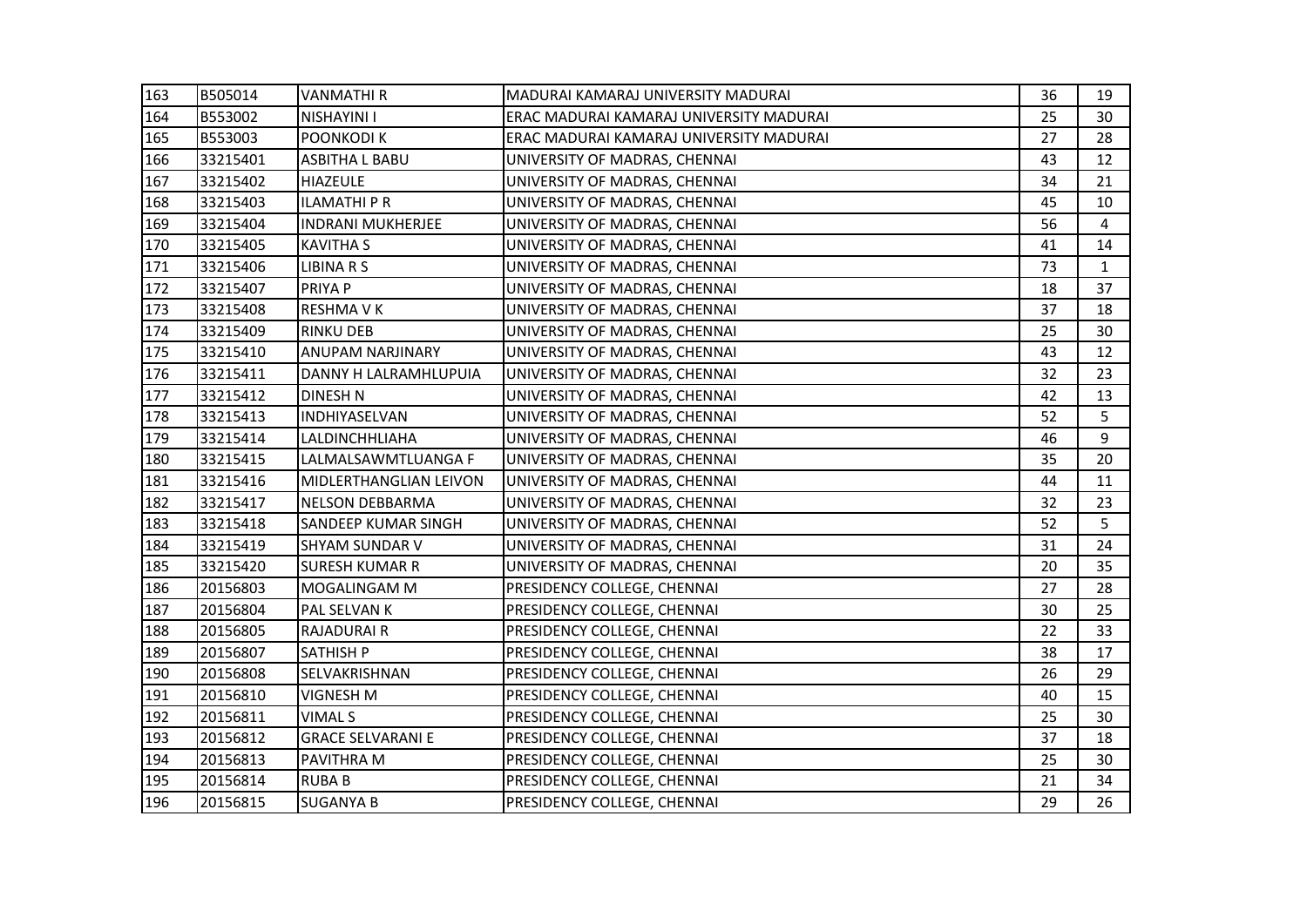| | | | | | |
|---|---|---|---|---|---|
| 163 | B505014 | VANMATHI R | MADURAI KAMARAJ UNIVERSITY MADURAI | 36 | 19 |
| 164 | B553002 | NISHAYINI I | ERAC MADURAI KAMARAJ UNIVERSITY MADURAI | 25 | 30 |
| 165 | B553003 | POONKODI K | ERAC MADURAI KAMARAJ UNIVERSITY MADURAI | 27 | 28 |
| 166 | 33215401 | ASBITHA L BABU | UNIVERSITY OF MADRAS, CHENNAI | 43 | 12 |
| 167 | 33215402 | HIAZEULE | UNIVERSITY OF MADRAS, CHENNAI | 34 | 21 |
| 168 | 33215403 | ILAMATHI P R | UNIVERSITY OF MADRAS, CHENNAI | 45 | 10 |
| 169 | 33215404 | INDRANI MUKHERJEE | UNIVERSITY OF MADRAS, CHENNAI | 56 | 4 |
| 170 | 33215405 | KAVITHA S | UNIVERSITY OF MADRAS, CHENNAI | 41 | 14 |
| 171 | 33215406 | LIBINA R S | UNIVERSITY OF MADRAS, CHENNAI | 73 | 1 |
| 172 | 33215407 | PRIYA P | UNIVERSITY OF MADRAS, CHENNAI | 18 | 37 |
| 173 | 33215408 | RESHMA V K | UNIVERSITY OF MADRAS, CHENNAI | 37 | 18 |
| 174 | 33215409 | RINKU DEB | UNIVERSITY OF MADRAS, CHENNAI | 25 | 30 |
| 175 | 33215410 | ANUPAM NARJINARY | UNIVERSITY OF MADRAS, CHENNAI | 43 | 12 |
| 176 | 33215411 | DANNY H LALRAMHLUPUIA | UNIVERSITY OF MADRAS, CHENNAI | 32 | 23 |
| 177 | 33215412 | DINESH N | UNIVERSITY OF MADRAS, CHENNAI | 42 | 13 |
| 178 | 33215413 | INDHIYASELVAN | UNIVERSITY OF MADRAS, CHENNAI | 52 | 5 |
| 179 | 33215414 | LALDINCHHLIAHA | UNIVERSITY OF MADRAS, CHENNAI | 46 | 9 |
| 180 | 33215415 | LALMALSAWMTLUANGA F | UNIVERSITY OF MADRAS, CHENNAI | 35 | 20 |
| 181 | 33215416 | MIDLERTHANGLIAN LEIVON | UNIVERSITY OF MADRAS, CHENNAI | 44 | 11 |
| 182 | 33215417 | NELSON DEBBARMA | UNIVERSITY OF MADRAS, CHENNAI | 32 | 23 |
| 183 | 33215418 | SANDEEP KUMAR SINGH | UNIVERSITY OF MADRAS, CHENNAI | 52 | 5 |
| 184 | 33215419 | SHYAM SUNDAR V | UNIVERSITY OF MADRAS, CHENNAI | 31 | 24 |
| 185 | 33215420 | SURESH KUMAR R | UNIVERSITY OF MADRAS, CHENNAI | 20 | 35 |
| 186 | 20156803 | MOGALINGAM M | PRESIDENCY COLLEGE, CHENNAI | 27 | 28 |
| 187 | 20156804 | PAL SELVAN K | PRESIDENCY COLLEGE, CHENNAI | 30 | 25 |
| 188 | 20156805 | RAJADURAI R | PRESIDENCY COLLEGE, CHENNAI | 22 | 33 |
| 189 | 20156807 | SATHISH P | PRESIDENCY COLLEGE, CHENNAI | 38 | 17 |
| 190 | 20156808 | SELVAKRISHNAN | PRESIDENCY COLLEGE, CHENNAI | 26 | 29 |
| 191 | 20156810 | VIGNESH M | PRESIDENCY COLLEGE, CHENNAI | 40 | 15 |
| 192 | 20156811 | VIMAL S | PRESIDENCY COLLEGE, CHENNAI | 25 | 30 |
| 193 | 20156812 | GRACE SELVARANI E | PRESIDENCY COLLEGE, CHENNAI | 37 | 18 |
| 194 | 20156813 | PAVITHRA M | PRESIDENCY COLLEGE, CHENNAI | 25 | 30 |
| 195 | 20156814 | RUBA B | PRESIDENCY COLLEGE, CHENNAI | 21 | 34 |
| 196 | 20156815 | SUGANYA B | PRESIDENCY COLLEGE, CHENNAI | 29 | 26 |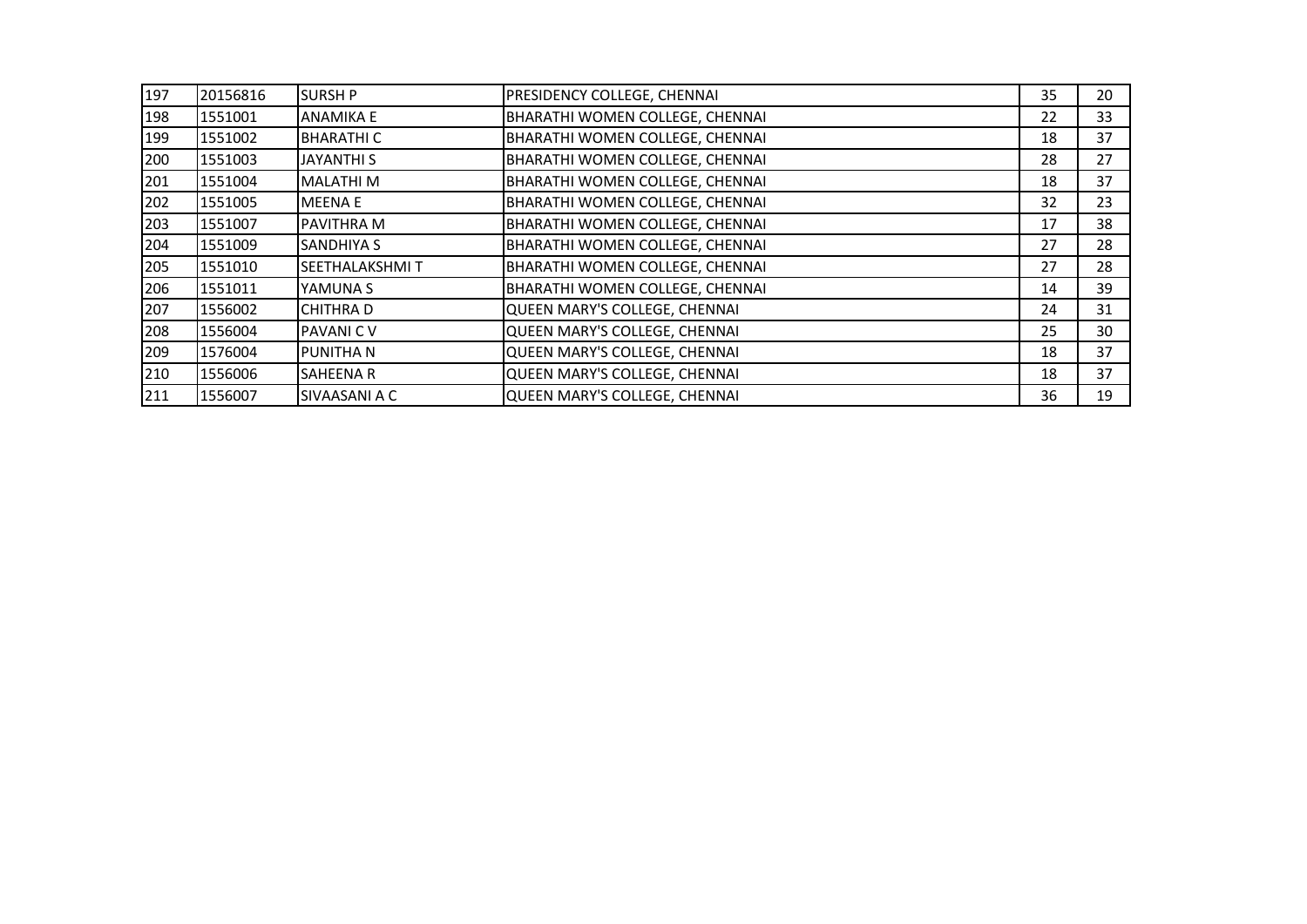| | | | | | |
|---|---|---|---|---|---|
| 197 | 20156816 | SURSH P | PRESIDENCY COLLEGE, CHENNAI | 35 | 20 |
| 198 | 1551001 | ANAMIKA E | BHARATHI WOMEN COLLEGE, CHENNAI | 22 | 33 |
| 199 | 1551002 | BHARATHI C | BHARATHI WOMEN COLLEGE, CHENNAI | 18 | 37 |
| 200 | 1551003 | JAYANTHI S | BHARATHI WOMEN COLLEGE, CHENNAI | 28 | 27 |
| 201 | 1551004 | MALATHI M | BHARATHI WOMEN COLLEGE, CHENNAI | 18 | 37 |
| 202 | 1551005 | MEENA E | BHARATHI WOMEN COLLEGE, CHENNAI | 32 | 23 |
| 203 | 1551007 | PAVITHRA M | BHARATHI WOMEN COLLEGE, CHENNAI | 17 | 38 |
| 204 | 1551009 | SANDHIYA S | BHARATHI WOMEN COLLEGE, CHENNAI | 27 | 28 |
| 205 | 1551010 | SEETHALAKSHMI T | BHARATHI WOMEN COLLEGE, CHENNAI | 27 | 28 |
| 206 | 1551011 | YAMUNA S | BHARATHI WOMEN COLLEGE, CHENNAI | 14 | 39 |
| 207 | 1556002 | CHITHRA D | QUEEN MARY'S COLLEGE, CHENNAI | 24 | 31 |
| 208 | 1556004 | PAVANI C V | QUEEN MARY'S COLLEGE, CHENNAI | 25 | 30 |
| 209 | 1576004 | PUNITHA N | QUEEN MARY'S COLLEGE, CHENNAI | 18 | 37 |
| 210 | 1556006 | SAHEENA R | QUEEN MARY'S COLLEGE, CHENNAI | 18 | 37 |
| 211 | 1556007 | SIVAASANI A C | QUEEN MARY'S COLLEGE, CHENNAI | 36 | 19 |